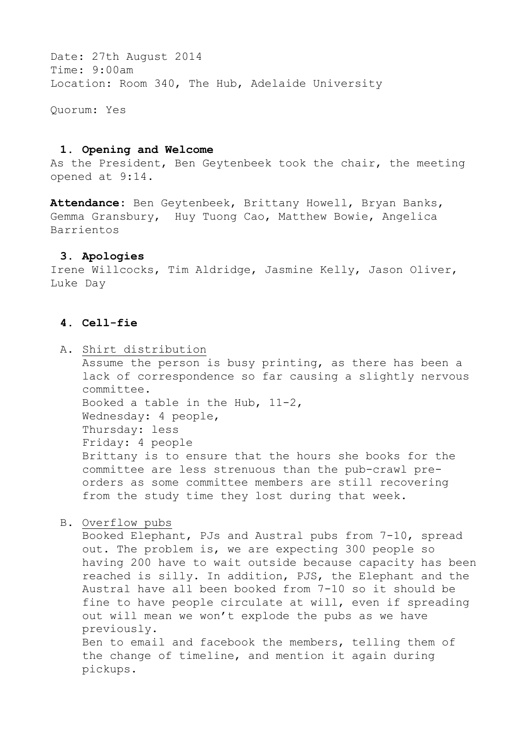Date: 27th August 2014
Time: 9:00am
Location: Room 340, The Hub, Adelaide University

Quorum: Yes

### 1. Opening and Welcome

As the President, Ben Geytenbeek took the chair, the meeting opened at 9:14.

**Attendance**: Ben Geytenbeek, Brittany Howell, Bryan Banks, Gemma Gransbury, Huy Tuong Cao, Matthew Bowie, Angelica Barrientos

### 3. Apologies

Irene Willcocks, Tim Aldridge, Jasmine Kelly, Jason Oliver, Luke Day

### 4. Cell-fie

A. Shirt distribution

Assume the person is busy printing, as there has been a lack of correspondence so far causing a slightly nervous committee.
Booked a table in the Hub, 11-2,
Wednesday: 4 people,
Thursday: less
Friday: 4 people
Brittany is to ensure that the hours she books for the committee are less strenuous than the pub-crawl pre-orders as some committee members are still recovering from the study time they lost during that week.

B. Overflow pubs

Booked Elephant, PJs and Austral pubs from 7-10, spread out. The problem is, we are expecting 300 people so having 200 have to wait outside because capacity has been reached is silly. In addition, PJS, the Elephant and the Austral have all been booked from 7-10 so it should be fine to have people circulate at will, even if spreading out will mean we won't explode the pubs as we have previously.
Ben to email and facebook the members, telling them of the change of timeline, and mention it again during pickups.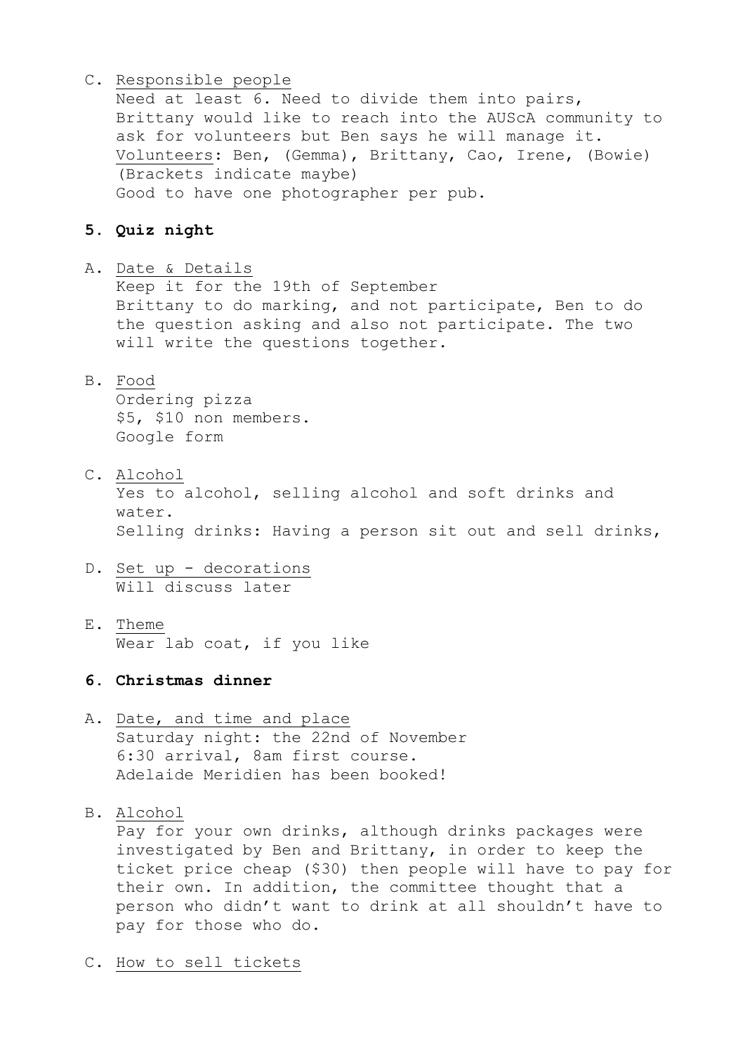C. Responsible people

Need at least 6. Need to divide them into pairs, Brittany would like to reach into the AUScA community to ask for volunteers but Ben says he will manage it.
Volunteers: Ben, (Gemma), Brittany, Cao, Irene, (Bowie) (Brackets indicate maybe)
Good to have one photographer per pub.

## 5. Quiz night

A. Date & Details

Keep it for the 19th of September
Brittany to do marking, and not participate, Ben to do the question asking and also not participate. The two will write the questions together.

B. Food

Ordering pizza
$5, $10 non members.
Google form

C. Alcohol

Yes to alcohol, selling alcohol and soft drinks and water.
Selling drinks: Having a person sit out and sell drinks,

D. Set up - decorations

Will discuss later

E. Theme

Wear lab coat, if you like

## 6. Christmas dinner

A. Date, and time and place

Saturday night: the 22nd of November
6:30 arrival, 8am first course.
Adelaide Meridien has been booked!

B. Alcohol

Pay for your own drinks, although drinks packages were investigated by Ben and Brittany, in order to keep the ticket price cheap ($30) then people will have to pay for their own. In addition, the committee thought that a person who didn't want to drink at all shouldn't have to pay for those who do.

C. How to sell tickets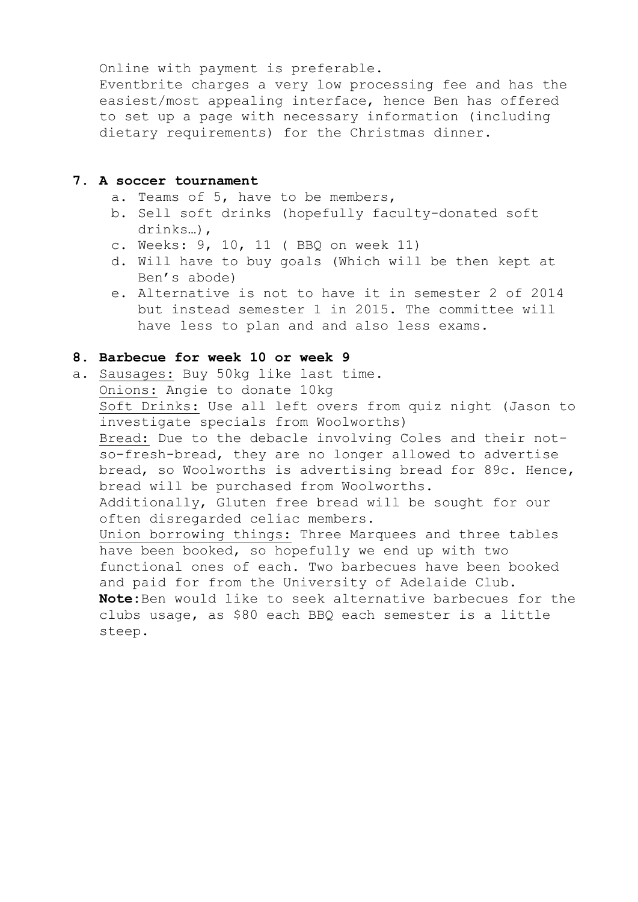Online with payment is preferable.
Eventbrite charges a very low processing fee and has the easiest/most appealing interface, hence Ben has offered to set up a page with necessary information (including dietary requirements) for the Christmas dinner.

**7. A soccer tournament**

a. Teams of 5, have to be members,
b. Sell soft drinks (hopefully faculty-donated soft drinks…),
c. Weeks: 9, 10, 11 ( BBQ on week 11)
d. Will have to buy goals (Which will be then kept at Ben's abode)
e. Alternative is not to have it in semester 2 of 2014 but instead semester 1 in 2015. The committee will have less to plan and and also less exams.

**8. Barbecue for week 10 or week 9**

a. <u>Sausages:</u> Buy 50kg like last time.
<u>Onions:</u> Angie to donate 10kg
<u>Soft Drinks:</u> Use all left overs from quiz night (Jason to investigate specials from Woolworths)
<u>Bread:</u> Due to the debacle involving Coles and their not-so-fresh-bread, they are no longer allowed to advertise bread, so Woolworths is advertising bread for 89c. Hence, bread will be purchased from Woolworths.
Additionally, Gluten free bread will be sought for our often disregarded celiac members.
<u>Union borrowing things:</u> Three Marquees and three tables have been booked, so hopefully we end up with two functional ones of each. Two barbecues have been booked and paid for from the University of Adelaide Club.
**Note**:Ben would like to seek alternative barbecues for the clubs usage, as $80 each BBQ each semester is a little steep.